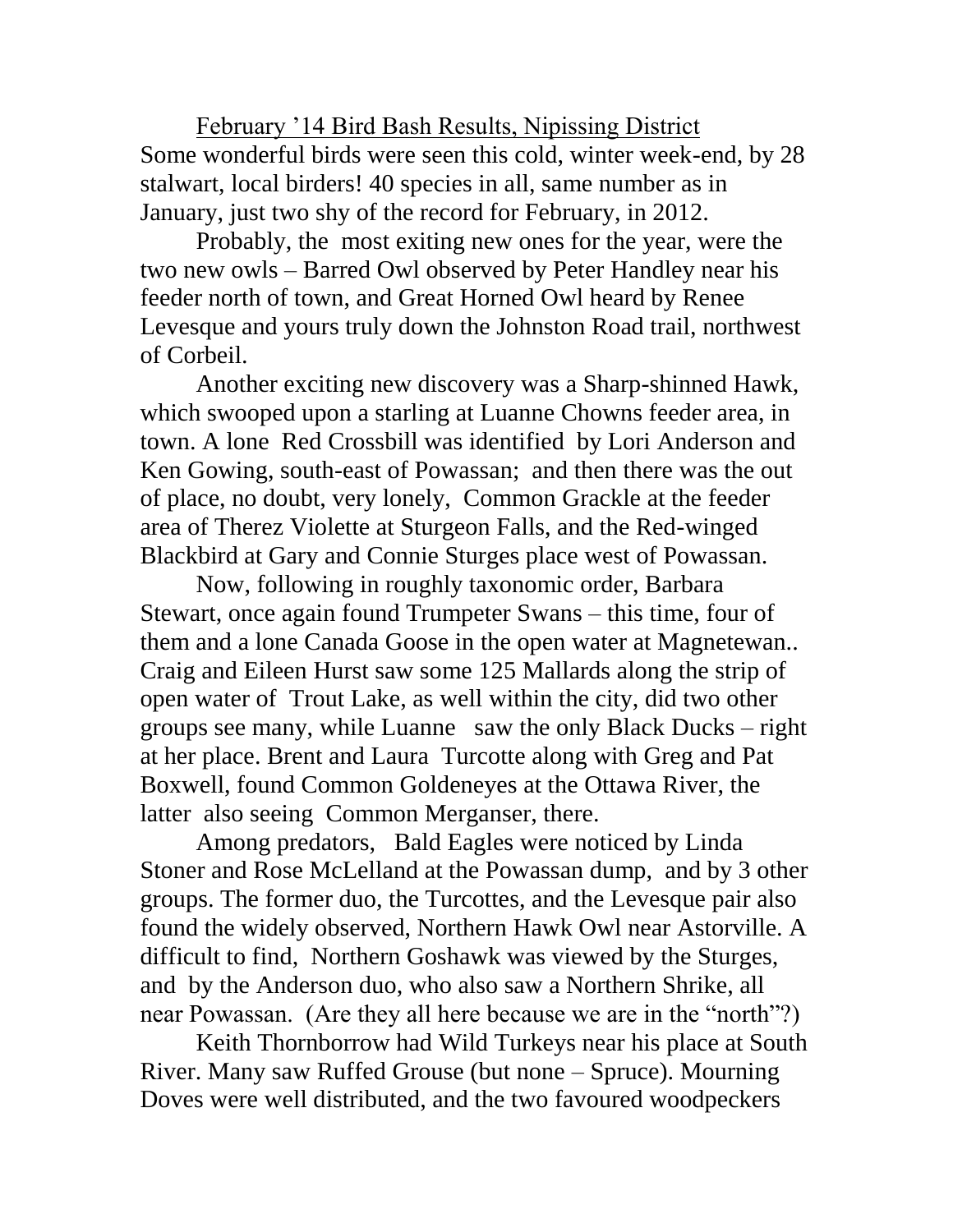February '14 Bird Bash Results, Nipissing District

Some wonderful birds were seen this cold, winter week-end, by 28 stalwart, local birders! 40 species in all, same number as in January, just two shy of the record for February, in 2012.

Probably, the most exiting new ones for the year, were the two new owls – Barred Owl observed by Peter Handley near his feeder north of town, and Great Horned Owl heard by Renee Levesque and yours truly down the Johnston Road trail, northwest of Corbeil.

Another exciting new discovery was a Sharp-shinned Hawk, which swooped upon a starling at Luanne Chowns feeder area, in town. A lone Red Crossbill was identified by Lori Anderson and Ken Gowing, south-east of Powassan; and then there was the out of place, no doubt, very lonely, Common Grackle at the feeder area of Therez Violette at Sturgeon Falls, and the Red-winged Blackbird at Gary and Connie Sturges place west of Powassan.

Now, following in roughly taxonomic order, Barbara Stewart, once again found Trumpeter Swans – this time, four of them and a lone Canada Goose in the open water at Magnetewan.. Craig and Eileen Hurst saw some 125 Mallards along the strip of open water of Trout Lake, as well within the city, did two other groups see many, while Luanne saw the only Black Ducks – right at her place. Brent and Laura Turcotte along with Greg and Pat Boxwell, found Common Goldeneyes at the Ottawa River, the latter also seeing Common Merganser, there.

Among predators, Bald Eagles were noticed by Linda Stoner and Rose McLelland at the Powassan dump, and by 3 other groups. The former duo, the Turcottes, and the Levesque pair also found the widely observed, Northern Hawk Owl near Astorville. A difficult to find, Northern Goshawk was viewed by the Sturges, and by the Anderson duo, who also saw a Northern Shrike, all near Powassan. (Are they all here because we are in the "north"?)

Keith Thornborrow had Wild Turkeys near his place at South River. Many saw Ruffed Grouse (but none – Spruce). Mourning Doves were well distributed, and the two favoured woodpeckers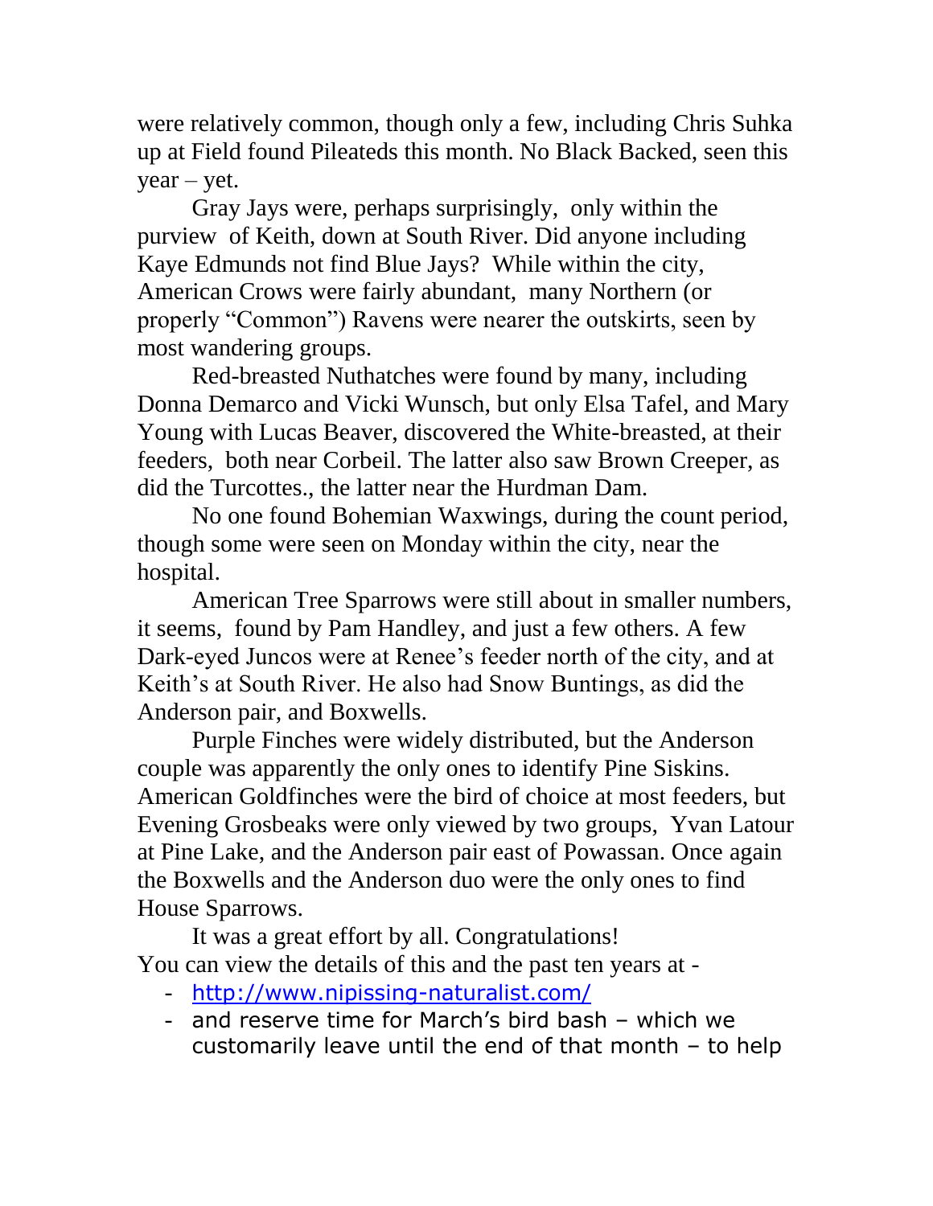were relatively common, though only a few, including Chris Suhka up at Field found Pileateds this month. No Black Backed, seen this year – yet.

Gray Jays were, perhaps surprisingly, only within the purview of Keith, down at South River. Did anyone including Kaye Edmunds not find Blue Jays? While within the city, American Crows were fairly abundant, many Northern (or properly "Common") Ravens were nearer the outskirts, seen by most wandering groups.

Red-breasted Nuthatches were found by many, including Donna Demarco and Vicki Wunsch, but only Elsa Tafel, and Mary Young with Lucas Beaver, discovered the White-breasted, at their feeders, both near Corbeil. The latter also saw Brown Creeper, as did the Turcottes., the latter near the Hurdman Dam.

No one found Bohemian Waxwings, during the count period, though some were seen on Monday within the city, near the hospital.

American Tree Sparrows were still about in smaller numbers, it seems, found by Pam Handley, and just a few others. A few Dark-eyed Juncos were at Renee's feeder north of the city, and at Keith's at South River. He also had Snow Buntings, as did the Anderson pair, and Boxwells.

Purple Finches were widely distributed, but the Anderson couple was apparently the only ones to identify Pine Siskins. American Goldfinches were the bird of choice at most feeders, but Evening Grosbeaks were only viewed by two groups, Yvan Latour at Pine Lake, and the Anderson pair east of Powassan. Once again the Boxwells and the Anderson duo were the only ones to find House Sparrows.

It was a great effort by all. Congratulations!
You can view the details of this and the past ten years at -

- http://www.nipissing-naturalist.com/
- and reserve time for March's bird bash – which we customarily leave until the end of that month – to help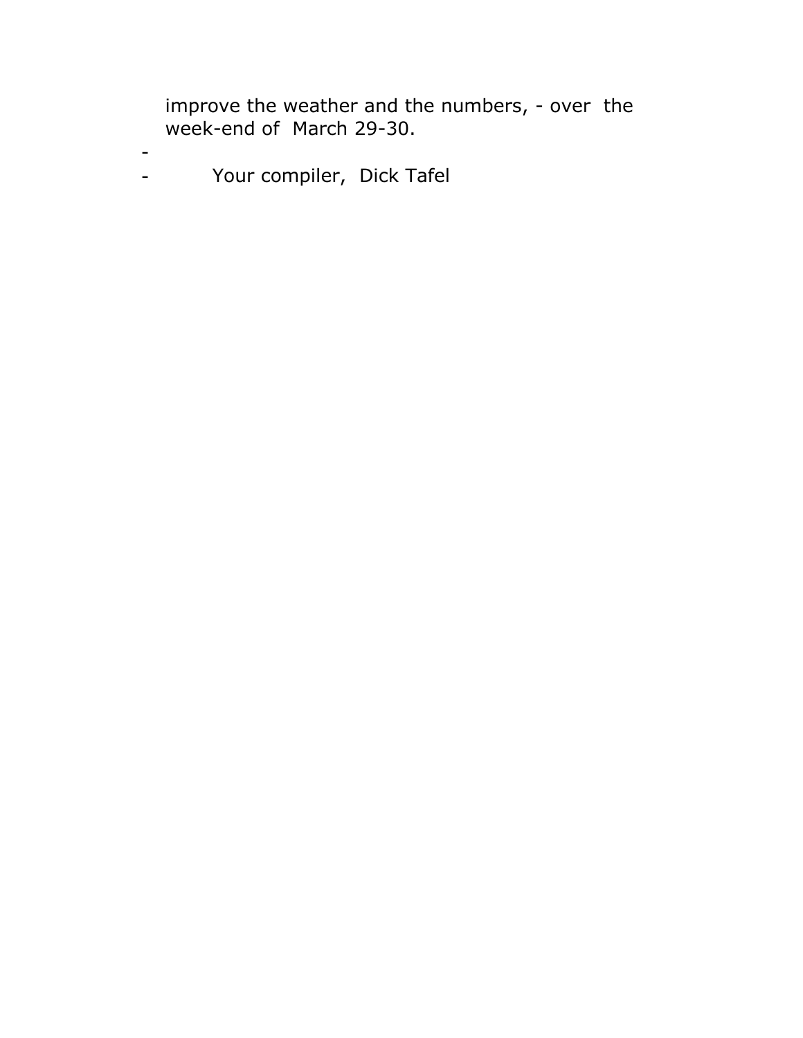improve the weather and the numbers, - over the week-end of March 29-30.

-

- Your compiler, Dick Tafel